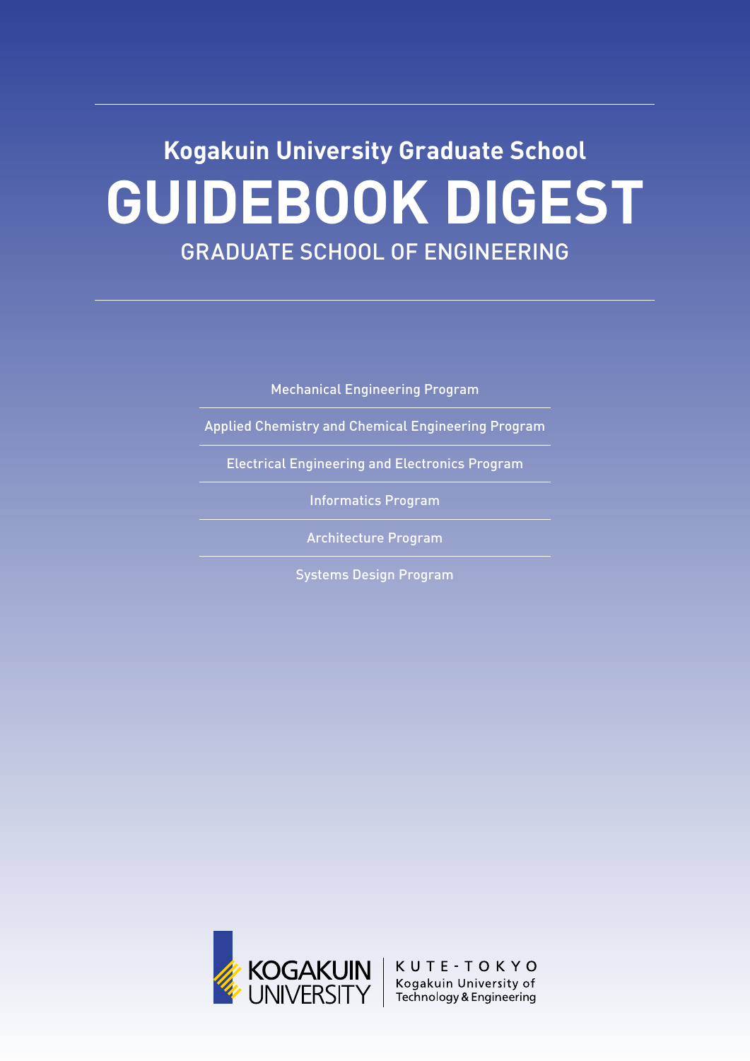## Kogakuin University Graduate School

# GUIDEBOOK DIGEST

## GRADUATE SCHOOL OF ENGINEERING

- Mechanical Engineering Program
- Applied Chemistry and Chemical Engineering Program
- Electrical Engineering and Electronics Program
- Informatics Program
- Architecture Program
- Systems Design Program

KOGAKUIN UNIVERSITY

KUTE-TOKYO
Kogakuin University of Technology & Engineering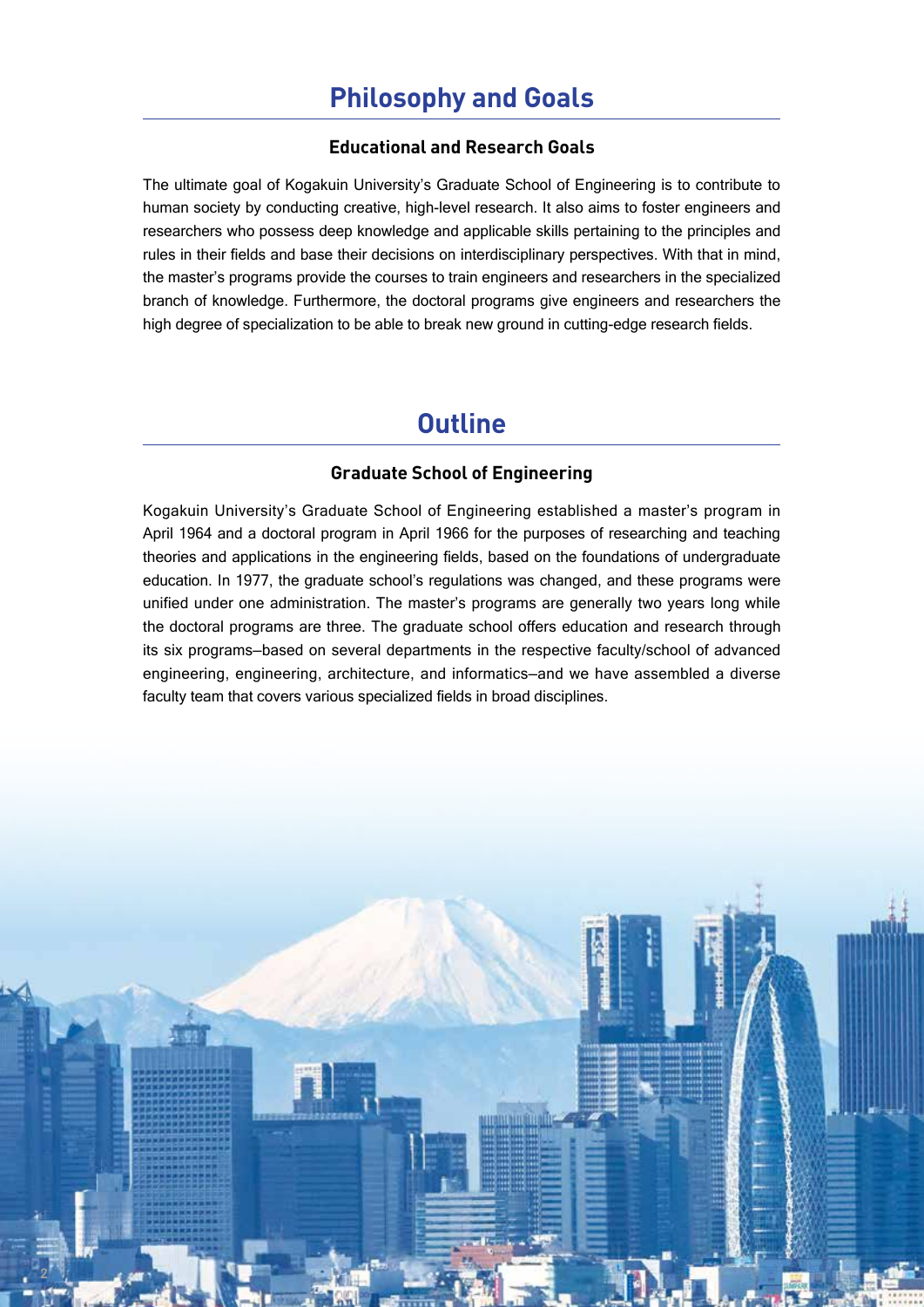# Philosophy and Goals

## Educational and Research Goals

The ultimate goal of Kogakuin University's Graduate School of Engineering is to contribute to human society by conducting creative, high-level research. It also aims to foster engineers and researchers who possess deep knowledge and applicable skills pertaining to the principles and rules in their fields and base their decisions on interdisciplinary perspectives. With that in mind, the master's programs provide the courses to train engineers and researchers in the specialized branch of knowledge. Furthermore, the doctoral programs give engineers and researchers the high degree of specialization to be able to break new ground in cutting-edge research fields.

# Outline

## Graduate School of Engineering

Kogakuin University's Graduate School of Engineering established a master's program in April 1964 and a doctoral program in April 1966 for the purposes of researching and teaching theories and applications in the engineering fields, based on the foundations of undergraduate education. In 1977, the graduate school's regulations was changed, and these programs were unified under one administration. The master's programs are generally two years long while the doctoral programs are three. The graduate school offers education and research through its six programs—based on several departments in the respective faculty/school of advanced engineering, engineering, architecture, and informatics—and we have assembled a diverse faculty team that covers various specialized fields in broad disciplines.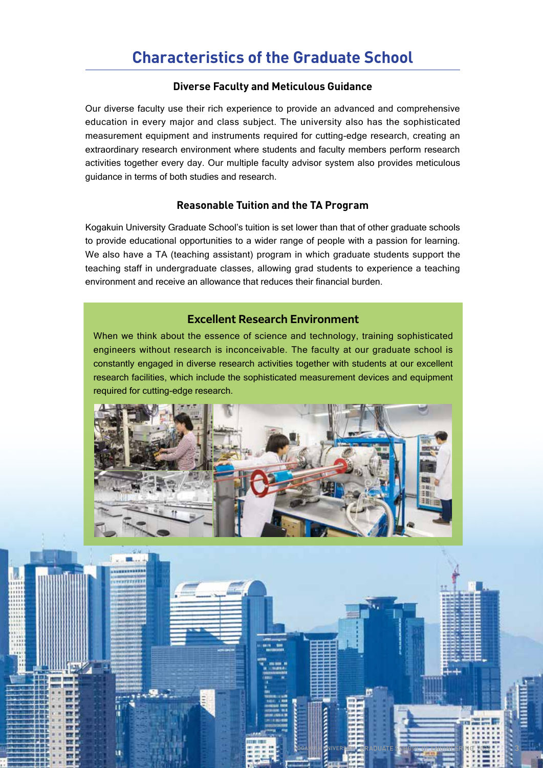# Characteristics of the Graduate School

## Diverse Faculty and Meticulous Guidance

Our diverse faculty use their rich experience to provide an advanced and comprehensive education in every major and class subject. The university also has the sophisticated measurement equipment and instruments required for cutting-edge research, creating an extraordinary research environment where students and faculty members perform research activities together every day. Our multiple faculty advisor system also provides meticulous guidance in terms of both studies and research.

## Reasonable Tuition and the TA Program

Kogakuin University Graduate School's tuition is set lower than that of other graduate schools to provide educational opportunities to a wider range of people with a passion for learning. We also have a TA (teaching assistant) program in which graduate students support the teaching staff in undergraduate classes, allowing grad students to experience a teaching environment and receive an allowance that reduces their financial burden.

## Excellent Research Environment

When we think about the essence of science and technology, training sophisticated engineers without research is inconceivable. The faculty at our graduate school is constantly engaged in diverse research activities together with students at our excellent research facilities, which include the sophisticated measurement devices and equipment required for cutting-edge research.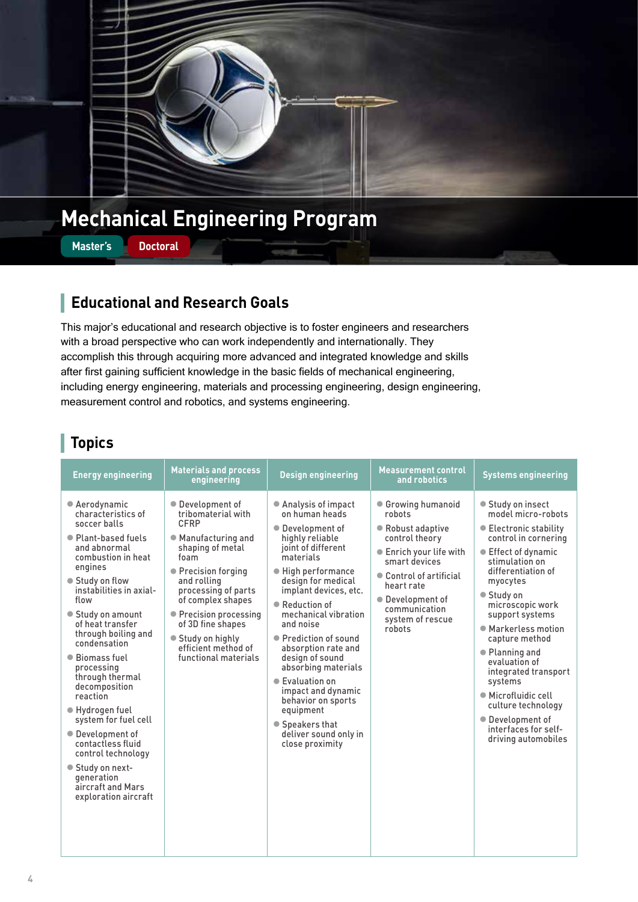# Mechanical Engineering Program

Master's Doctoral

## Educational and Research Goals

This major's educational and research objective is to foster engineers and researchers with a broad perspective who can work independently and internationally. They accomplish this through acquiring more advanced and integrated knowledge and skills after first gaining sufficient knowledge in the basic fields of mechanical engineering, including energy engineering, materials and processing engineering, design engineering, measurement control and robotics, and systems engineering.

## Topics

| Energy engineering | Materials and process engineering | Design engineering | Measurement control and robotics | Systems engineering |
|---|---|---|---|---|
| • Aerodynamic characteristics of soccer balls<br>• Plant-based fuels and abnormal combustion in heat engines<br>• Study on flow instabilities in axial-flow<br>• Study on amount of heat transfer through boiling and condensation<br>• Biomass fuel processing through thermal decomposition reaction<br>• Hydrogen fuel system for fuel cell<br>• Development of contactless fluid control technology<br>• Study on next-generation aircraft and Mars exploration aircraft | • Development of tribomaterial with CFRP<br>• Manufacturing and shaping of metal foam<br>• Precision forging and rolling processing of parts of complex shapes<br>• Precision processing of 3D fine shapes<br>• Study on highly efficient method of functional materials | • Analysis of impact on human heads<br>• Development of highly reliable joint of different materials<br>• High performance design for medical implant devices, etc.<br>• Reduction of mechanical vibration and noise<br>• Prediction of sound absorption rate and design of sound absorbing materials<br>• Evaluation on impact and dynamic behavior on sports equipment<br>• Speakers that deliver sound only in close proximity | • Growing humanoid robots<br>• Robust adaptive control theory<br>• Enrich your life with smart devices<br>• Control of artificial heart rate<br>• Development of communication system of rescue robots | • Study on insect model micro-robots<br>• Electronic stability control in cornering<br>• Effect of dynamic stimulation on differentiation of myocytes<br>• Study on microscopic work support systems<br>• Markerless motion capture method<br>• Planning and evaluation of integrated transport systems<br>• Microfluidic cell culture technology<br>• Development of interfaces for self-driving automobiles |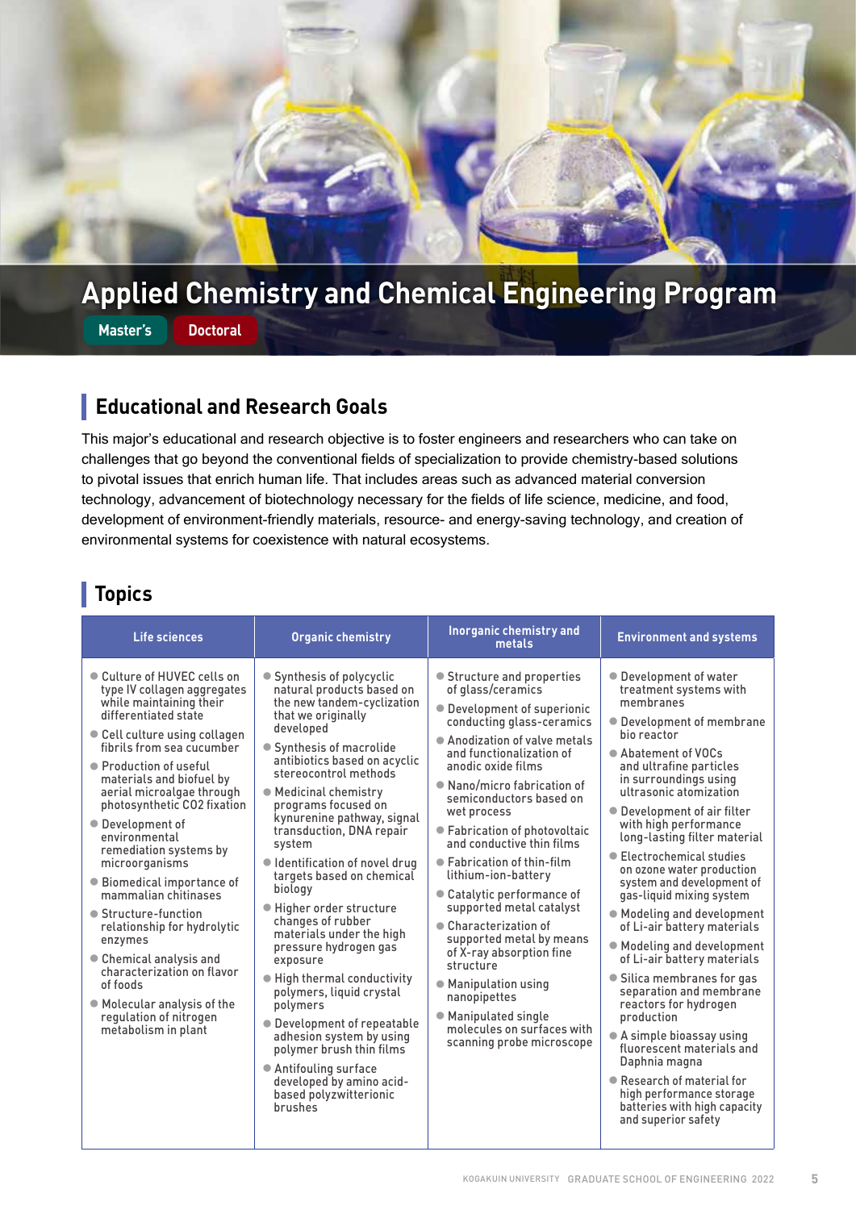# Applied Chemistry and Chemical Engineering Program

Master's | Doctoral

## Educational and Research Goals

This major's educational and research objective is to foster engineers and researchers who can take on challenges that go beyond the conventional fields of specialization to provide chemistry-based solutions to pivotal issues that enrich human life. That includes areas such as advanced material conversion technology, advancement of biotechnology necessary for the fields of life science, medicine, and food, development of environment-friendly materials, resource- and energy-saving technology, and creation of environmental systems for coexistence with natural ecosystems.

## Topics

| Life sciences | Organic chemistry | Inorganic chemistry and metals | Environment and systems |
|---|---|---|---|
| ● Culture of HUVEC cells on type IV collagen aggregates while maintaining their differentiated state<br>● Cell culture using collagen fibrils from sea cucumber<br>● Production of useful materials and biofuel by aerial microalgae through photosynthetic CO2 fixation<br>● Development of environmental remediation systems by microorganisms<br>● Biomedical importance of mammalian chitinases<br>● Structure-function relationship for hydrolytic enzymes<br>● Chemical analysis and characterization on flavor of foods<br>● Molecular analysis of the regulation of nitrogen metabolism in plant | ● Synthesis of polycyclic natural products based on the new tandem-cyclization that we originally developed<br>● Synthesis of macrolide antibiotics based on acyclic stereocontrol methods<br>● Medicinal chemistry programs focused on kynurenine pathway, signal transduction, DNA repair system<br>● Identification of novel drug targets based on chemical biology<br>● Higher order structure changes of rubber materials under the high pressure hydrogen gas exposure<br>● High thermal conductivity polymers, liquid crystal polymers<br>● Development of repeatable adhesion system by using polymer brush thin films<br>● Antifouling surface developed by amino acid-based polyzwitterionic brushes | ● Structure and properties of glass/ceramics<br>● Development of superionic conducting glass-ceramics<br>● Anodization of valve metals and functionalization of anodic oxide films<br>● Nano/micro fabrication of semiconductors based on wet process<br>● Fabrication of photovoltaic and conductive thin films<br>● Fabrication of thin-film lithium-ion-battery<br>● Catalytic performance of supported metal catalyst<br>● Characterization of supported metal by means of X-ray absorption fine structure<br>● Manipulation using nanopipettes<br>● Manipulated single molecules on surfaces with scanning probe microscope | ● Development of water treatment systems with membranes<br>● Development of membrane bio reactor<br>● Abatement of VOCs and ultrafine particles in surroundings using ultrasonic atomization<br>● Development of air filter with high performance long-lasting filter material<br>● Electrochemical studies on ozone water production system and development of gas-liquid mixing system<br>● Modeling and development of Li-air battery materials<br>● Modeling and development of Li-air battery materials<br>● Silica membranes for gas separation and membrane reactors for hydrogen production<br>● A simple bioassay using fluorescent materials and Daphnia magna<br>● Research of material for high performance storage batteries with high capacity and superior safety |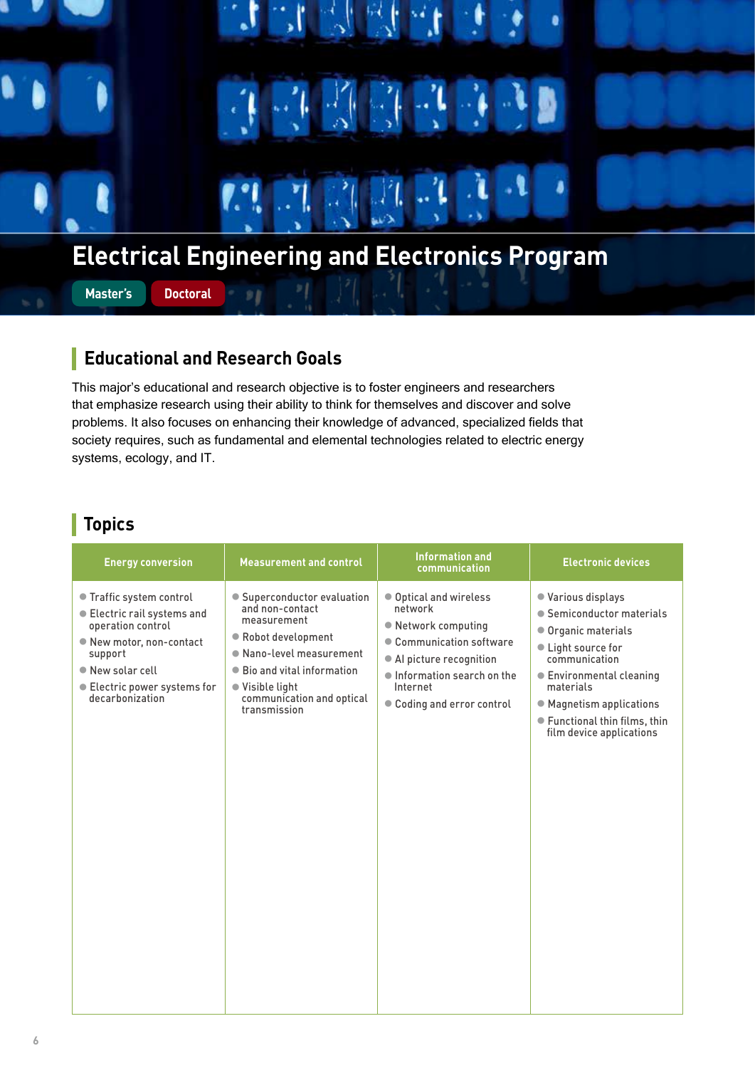# Electrical Engineering and Electronics Program

Master's | Doctoral

## Educational and Research Goals

This major's educational and research objective is to foster engineers and researchers that emphasize research using their ability to think for themselves and discover and solve problems. It also focuses on enhancing their knowledge of advanced, specialized fields that society requires, such as fundamental and elemental technologies related to electric energy systems, ecology, and IT.

## Topics

| Energy conversion | Measurement and control | Information and communication | Electronic devices |
|---|---|---|---|
| ● Traffic system control<br>● Electric rail systems and operation control<br>● New motor, non-contact support<br>● New solar cell<br>● Electric power systems for decarbonization | ● Superconductor evaluation and non-contact measurement<br>● Robot development<br>● Nano-level measurement<br>● Bio and vital information<br>● Visible light communication and optical transmission | ● Optical and wireless network<br>● Network computing<br>● Communication software<br>● AI picture recognition<br>● Information search on the Internet<br>● Coding and error control | ● Various displays<br>● Semiconductor materials<br>● Organic materials<br>● Light source for communication<br>● Environmental cleaning materials<br>● Magnetism applications<br>● Functional thin films, thin film device applications |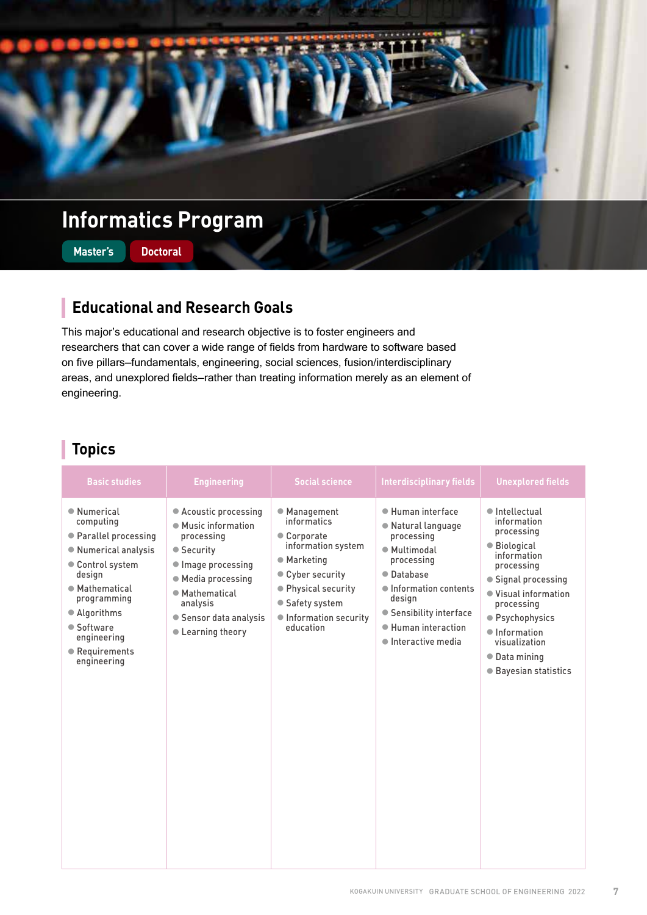# Informatics Program

Master's | Doctoral

## Educational and Research Goals

This major's educational and research objective is to foster engineers and researchers that can cover a wide range of fields from hardware to software based on five pillars–fundamentals, engineering, social sciences, fusion/interdisciplinary areas, and unexplored fields–rather than treating information merely as an element of engineering.

## Topics

| Basic studies | Engineering | Social science | Interdisciplinary fields | Unexplored fields |
|---|---|---|---|---|
| ● Numerical computing<br>● Parallel processing<br>● Numerical analysis<br>● Control system design<br>● Mathematical programming<br>● Algorithms<br>● Software engineering<br>● Requirements engineering | ● Acoustic processing<br>● Music information processing<br>● Security<br>● Image processing<br>● Media processing<br>● Mathematical analysis<br>● Sensor data analysis<br>● Learning theory | ● Management informatics<br>● Corporate information system<br>● Marketing<br>● Cyber security<br>● Physical security<br>● Safety system<br>● Information security education | ● Human interface<br>● Natural language processing<br>● Multimodal processing<br>● Database<br>● Information contents design<br>● Sensibility interface<br>● Human interaction<br>● Interactive media | ● Intellectual information processing<br>● Biological information processing<br>● Signal processing<br>● Visual information processing<br>● Psychophysics<br>● Information visualization<br>● Data mining<br>● Bayesian statistics |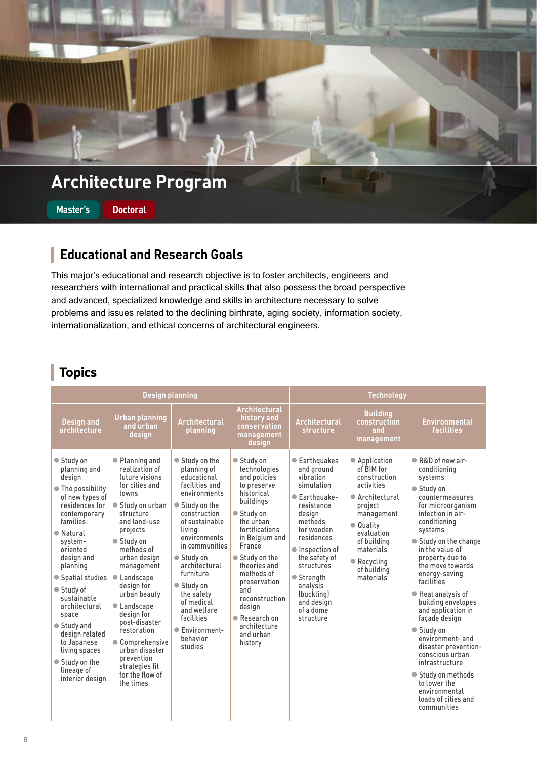# Architecture Program

Master's | Doctoral

## Educational and Research Goals

This major's educational and research objective is to foster architects, engineers and researchers with international and practical skills that also possess the broad perspective and advanced, specialized knowledge and skills in architecture necessary to solve problems and issues related to the declining birthrate, aging society, information society, internationalization, and ethical concerns of architectural engineers.

## Topics

| Design planning | | | | Technology | | |
|---|---|---|---|---|---|---|
| Design and architecture | Urban planning and urban design | Architectural planning | Architectural history and conservation management design | Architectural structure | Building construction and management | Environmental facilities |
| • Study on planning and design<br>• The possibility of new types of residences for contemporary families<br>• Natural system-oriented design and planning<br>• Spatial studies<br>• Study of sustainable architectural space<br>• Study and design related to Japanese living spaces<br>• Study on the lineage of interior design | • Planning and realization of future visions for cities and towns<br>• Study on urban structure and land-use projects<br>• Study on methods of urban design management<br>• Landscape design for urban beauty<br>• Landscape design for post-disaster restoration<br>• Comprehensive urban disaster prevention strategies fit for the flow of the times | • Study on the planning of educational facilities and environments<br>• Study on the construction of sustainable living environments in communities<br>• Study on architectural furniture<br>• Study on the safety of medical and welfare facilities<br>• Environment-behavior studies | • Study on technologies and policies to preserve historical buildings<br>• Study on the urban fortifications in Belgium and France<br>• Study on the theories and methods of preservation and reconstruction design<br>• Research on architecture and urban history | • Earthquakes and ground vibration simulation<br>• Earthquake-resistance design methods for wooden residences<br>• Inspection of the safety of structures<br>• Strength analysis (buckling) and design of a dome structure | • Application of BIM for construction activities<br>• Architectural project management<br>• Quality evaluation of building materials<br>• Recycling of building materials | • R&D of new air-conditioning systems<br>• Study on countermeasures for microorganism infection in air-conditioning systems<br>• Study on the change in the value of property due to the move towards energy-saving facilities<br>• Heat analysis of building envelopes and application in façade design<br>• Study on environment- and disaster prevention-conscious urban infrastructure<br>• Study on methods to lower the environmental loads of cities and communities |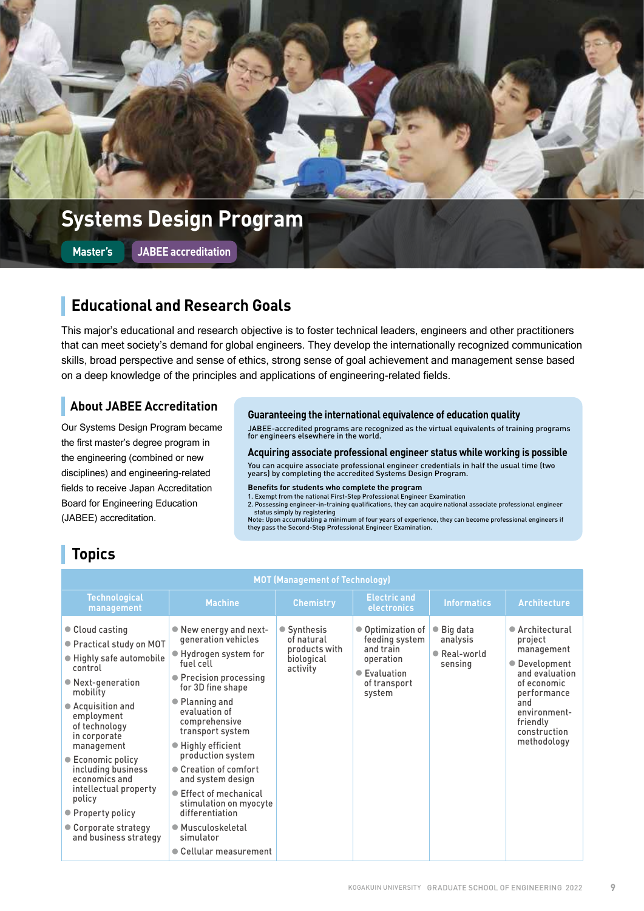# Systems Design Program

Master's | JABEE accreditation

## Educational and Research Goals

This major's educational and research objective is to foster technical leaders, engineers and other practitioners that can meet society's demand for global engineers. They develop the internationally recognized communication skills, broad perspective and sense of ethics, strong sense of goal achievement and management sense based on a deep knowledge of the principles and applications of engineering-related fields.

### About JABEE Accreditation

Our Systems Design Program became the first master's degree program in the engineering (combined or new disciplines) and engineering-related fields to receive Japan Accreditation Board for Engineering Education (JABEE) accreditation.

**Guaranteeing the international equivalence of education quality**

JABEE-accredited programs are recognized as the virtual equivalents of training programs for engineers elsewhere in the world.

**Acquiring associate professional engineer status while working is possible**

You can acquire associate professional engineer credentials in half the usual time (two years) by completing the accredited Systems Design Program.

**Benefits for students who complete the program**

1. Exempt from the national First-Step Professional Engineer Examination
2. Possessing engineer-in-training qualifications, they can acquire national associate professional engineer status simply by registering

Note: Upon accumulating a minimum of four years of experience, they can become professional engineers if they pass the Second-Step Professional Engineer Examination.

## Topics

| MOT (Management of Technology) | | | | | |
|---|---|---|---|---|---|
| Technological management | Machine | Chemistry | Electric and electronics | Informatics | Architecture |
| • Cloud casting<br>• Practical study on MOT<br>• Highly safe automobile control<br>• Next-generation mobility<br>• Acquisition and employment of technology in corporate management<br>• Economic policy including business economics and intellectual property policy<br>• Property policy<br>• Corporate strategy and business strategy | • New energy and next-generation vehicles<br>• Hydrogen system for fuel cell<br>• Precision processing for 3D fine shape<br>• Planning and evaluation of comprehensive transport system<br>• Highly efficient production system<br>• Creation of comfort and system design<br>• Effect of mechanical stimulation on myocyte differentiation<br>• Musculoskeletal simulator<br>• Cellular measurement | • Synthesis of natural products with biological activity | • Optimization of feeding system and train operation<br>• Evaluation of transport system | • Big data analysis<br>• Real-world sensing | • Architectural project management<br>• Development and evaluation of economic performance and environment-friendly construction methodology |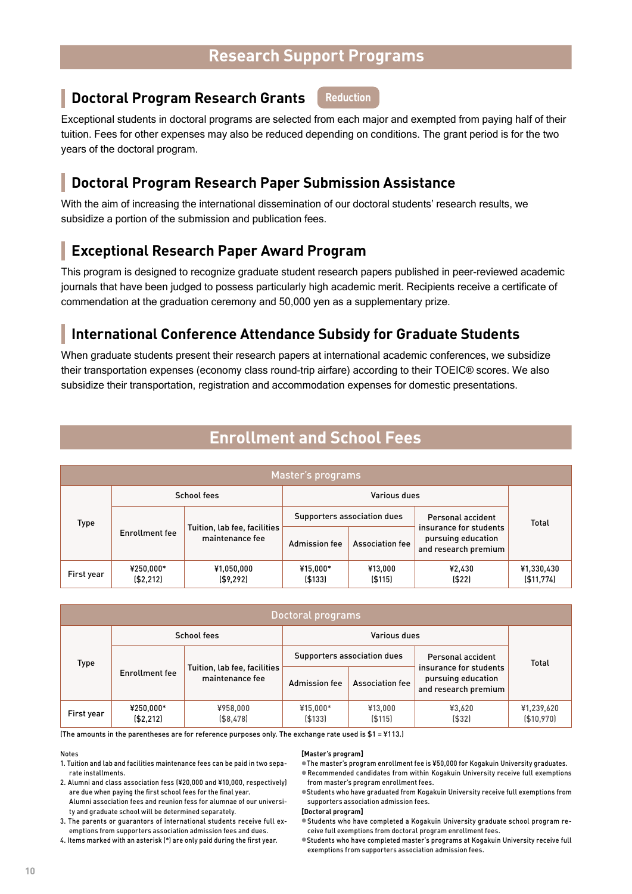# Research Support Programs

## Doctoral Program Research Grants

Reduction

Exceptional students in doctoral programs are selected from each major and exempted from paying half of their tuition. Fees for other expenses may also be reduced depending on conditions. The grant period is for the two years of the doctoral program.

## Doctoral Program Research Paper Submission Assistance

With the aim of increasing the international dissemination of our doctoral students' research results, we subsidize a portion of the submission and publication fees.

## Exceptional Research Paper Award Program

This program is designed to recognize graduate student research papers published in peer-reviewed academic journals that have been judged to possess particularly high academic merit. Recipients receive a certificate of commendation at the graduation ceremony and 50,000 yen as a supplementary prize.

## International Conference Attendance Subsidy for Graduate Students

When graduate students present their research papers at international academic conferences, we subsidize their transportation expenses (economy class round-trip airfare) according to their TOEIC® scores. We also subsidize their transportation, registration and accommodation expenses for domestic presentations.

# Enrollment and School Fees

**Master's programs**

| Type | School fees | | Various dues | | | Total |
|---|---|---|---|---|---|---|
| | Enrollment fee | Tuition, lab fee, facilities maintenance fee | Supporters association dues | | Personal accident insurance for students pursuing education and research premium | |
| | | | Admission fee | Association fee | | |
| First year | ¥250,000* ($2,212) | ¥1,050,000 ($9,292) | ¥15,000* ($133) | ¥13,000 ($115) | ¥2,430 ($22) | ¥1,330,430 ($11,774) |

**Doctoral programs**

| Type | School fees | | Various dues | | | Total |
|---|---|---|---|---|---|---|
| | Enrollment fee | Tuition, lab fee, facilities maintenance fee | Supporters association dues | | Personal accident insurance for students pursuing education and research premium | |
| | | | Admission fee | Association fee | | |
| First year | ¥250,000* ($2,212) | ¥958,000 ($8,478) | ¥15,000* ($133) | ¥13,000 ($115) | ¥3,620 ($32) | ¥1,239,620 ($10,970) |

(The amounts in the parentheses are for reference purposes only. The exchange rate used is $1 = ¥113.)

Notes

1. Tuition and lab and facilities maintenance fees can be paid in two separate installments.
2. Alumni and class association fess (¥20,000 and ¥10,000, respectively) are due when paying the first school fees for the final year. Alumni association fees and reunion fess for alumnae of our university and graduate school will be determined separately.
3. The parents or guarantors of international students receive full exemptions from supporters association admission fees and dues.
4. Items marked with an asterisk (*) are only paid during the first year.

**[Master's program]**

- The master's program enrollment fee is ¥50,000 for Kogakuin University graduates.
- Recommended candidates from within Kogakuin University receive full exemptions from master's program enrollment fees.
- Students who have graduated from Kogakuin University receive full exemptions from supporters association admission fees.

**[Doctoral program]**

- Students who have completed a Kogakuin University graduate school program receive full exemptions from doctoral program enrollment fees.
- Students who have completed master's programs at Kogakuin University receive full exemptions from supporters association admission fees.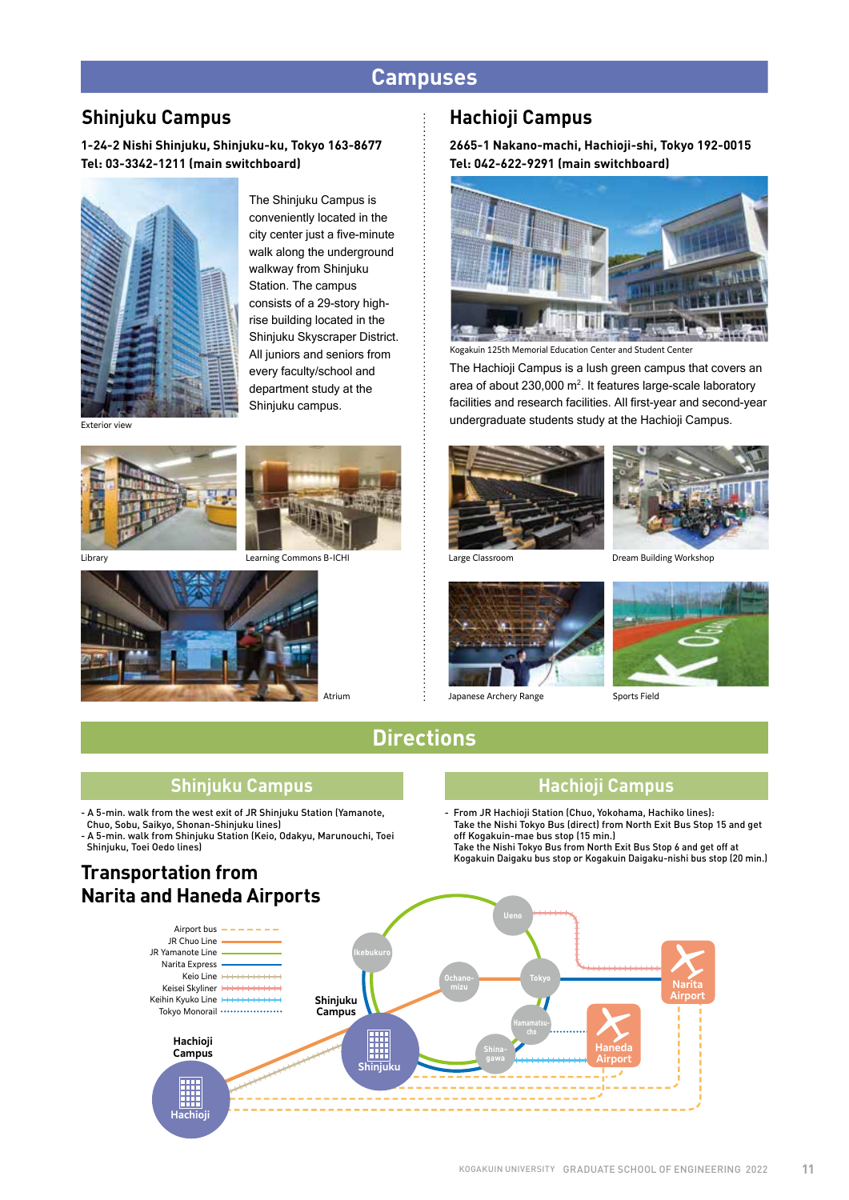# Campuses

## Shinjuku Campus

**1-24-2 Nishi Shinjuku, Shinjuku-ku, Tokyo 163-8677**
**Tel: 03-3342-1211 (main switchboard)**

The Shinjuku Campus is conveniently located in the city center just a five-minute walk along the underground walkway from Shinjuku Station. The campus consists of a 29-story high-rise building located in the Shinjuku Skyscraper District. All juniors and seniors from every faculty/school and department study at the Shinjuku campus.

Exterior view

Library

Learning Commons B-ICHI

Atrium

## Hachioji Campus

**2665-1 Nakano-machi, Hachioji-shi, Tokyo 192-0015**
**Tel: 042-622-9291 (main switchboard)**

Kogakuin 125th Memorial Education Center and Student Center

The Hachioji Campus is a lush green campus that covers an area of about 230,000 $m^2$. It features large-scale laboratory facilities and research facilities. All first-year and second-year undergraduate students study at the Hachioji Campus.

Large Classroom

Dream Building Workshop

Japanese Archery Range

Sports Field

# Directions

## Shinjuku Campus

- A 5-min. walk from the west exit of JR Shinjuku Station (Yamanote, Chuo, Sobu, Saikyo, Shonan-Shinjuku lines)
- A 5-min. walk from Shinjuku Station (Keio, Odakyu, Marunouchi, Toei Shinjuku, Toei Oedo lines)

## Hachioji Campus

- From JR Hachioji Station (Chuo, Yokohama, Hachiko lines):
  Take the Nishi Tokyo Bus (direct) from North Exit Bus Stop 15 and get off Kogakuin-mae bus stop (15 min.)
  Take the Nishi Tokyo Bus from North Exit Bus Stop 6 and get off at Kogakuin Daigaku bus stop or Kogakuin Daigaku-nishi bus stop (20 min.)

## Transportation from Narita and Haneda Airports

Airport bus
JR Chuo Line
JR Yamanote Line
Narita Express
Keio Line
Keisei Skyliner
Keihin Kyuko Line
Tokyo Monorail

Ueno
Ikebukuro
Ochanomizu
Tokyo
Hamamatsucho
Shinagawa
Shinjuku Campus
Shinjuku
Hachioji Campus
Hachioji
Narita Airport
Haneda Airport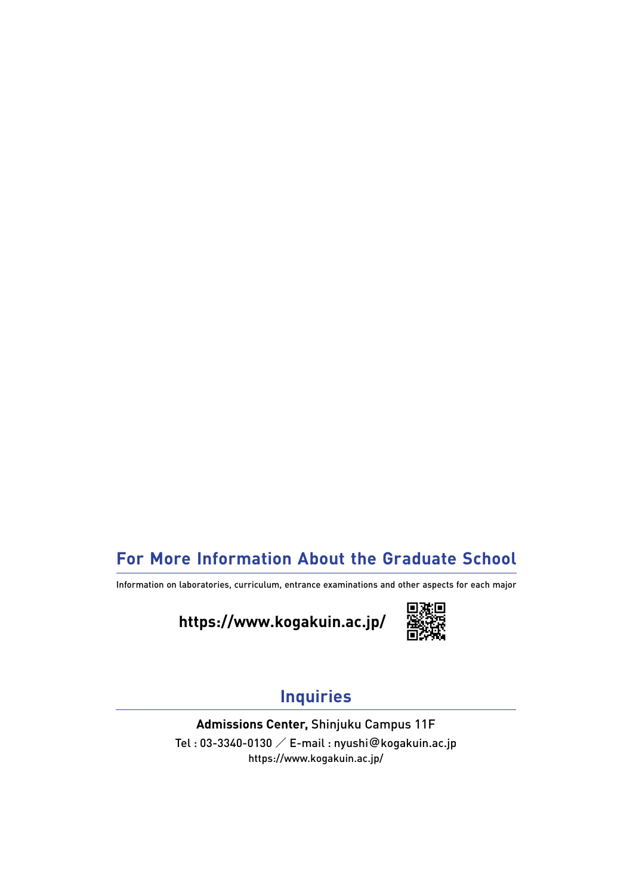## For More Information About the Graduate School

Information on laboratories, curriculum, entrance examinations and other aspects for each major

**https://www.kogakuin.ac.jp/**

## Inquiries

**Admissions Center,** Shinjuku Campus 11F

Tel : 03-3340-0130 ／ E-mail : nyushi@kogakuin.ac.jp

https://www.kogakuin.ac.jp/